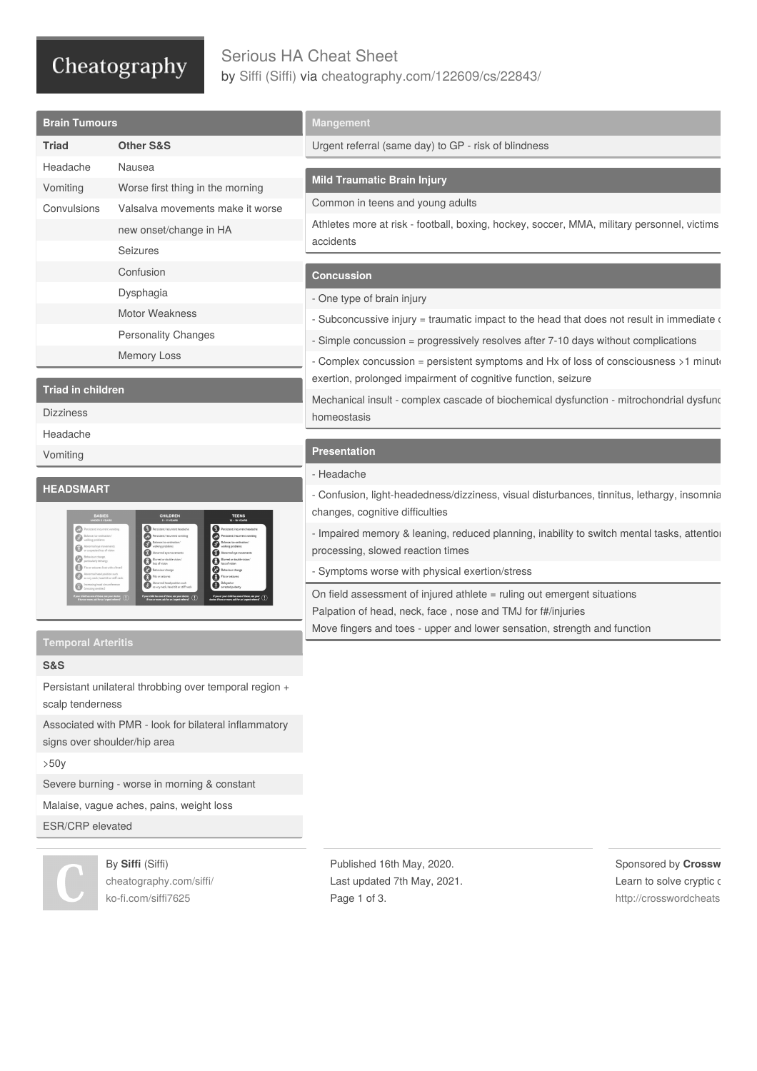# Serious HA Cheat Sheet

by Siffi (Siffi) via cheatography.com/122609/cs/22843/

## Brain Tumours

| Triad | Other S&S |
|---|---|
| Headache | Nausea |
| Vomiting | Worse first thing in the morning |
| Convulsions | Valsalva movements make it worse |
| | new onset/change in HA |
| | Seizures |
| | Confusion |
| | Dysphagia |
| | Motor Weakness |
| | Personality Changes |
| | Memory Loss |

## Triad in children

Dizziness

Headache

Vomiting

## HEADSMART

## Temporal Arteritis

**S&S**

Persistant unilateral throbbing over temporal region + scalp tenderness

Associated with PMR - look for bilateral inflammatory signs over shoulder/hip area

>50y

Severe burning - worse in morning & constant

Malaise, vague aches, pains, weight loss

ESR/CRP elevated

## Mangement

Urgent referral (same day) to GP - risk of blindness

## Mild Traumatic Brain Injury

Common in teens and young adults

Athletes more at risk - football, boxing, hockey, soccer, MMA, military personnel, victims accidents

## Concussion

- One type of brain injury
- Subconcussive injury = traumatic impact to the head that does not result in immediate
- Simple concussion = progressively resolves after 7-10 days without complications
- Complex concussion = persistent symptoms and Hx of loss of consciousness >1 minut exertion, prolonged impairment of cognitive function, seizure

Mechanical insult - complex cascade of biochemical dysfunction - mitochondrial dysfun homeostasis

## Presentation

- Headache
- Confusion, light-headedness/dizziness, visual disturbances, tinnitus, lethargy, insomnia changes, cognitive difficulties
- Impaired memory & leaning, reduced planning, inability to switch mental tasks, attentio processing, slowed reaction times
- Symptoms worse with physical exertion/stress

On field assessment of injured athlete = ruling out emergent situations

Palpation of head, neck, face , nose and TMJ for f#/injuries

Move fingers and toes - upper and lower sensation, strength and function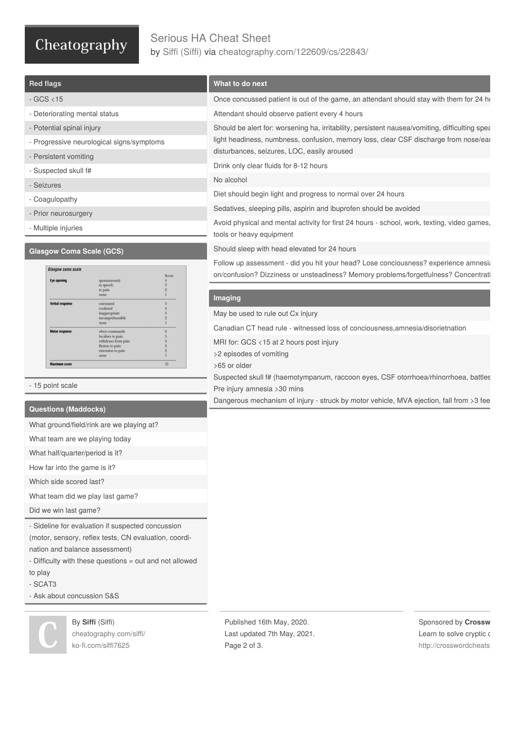## Red flags

- GCS <15
- Deteriorating mental status
- Potential spinal injury
- Progressive neurological signs/symptoms
- Persistent vomiting
- Suspected skull f#
- Seizures
- Coagulopathy
- Prior neurosurgery
- Multiple injuries

## Glasgow Coma Scale (GCS)

| Glasgow coma scale | | Score |
|---|---|---|
| Eye opening | spontaneously | 4 |
| | to speech | 3 |
| | to pain | 2 |
| | none | 1 |
| Verbal response | orientated | 5 |
| | confused | 4 |
| | inappropriate | 3 |
| | incomprehensible | 2 |
| | none | 1 |
| Motor response | obeys commands | 6 |
| | localises to pain | 5 |
| | withdraws from pain | 4 |
| | flexion to pain | 3 |
| | extension to pain | 2 |
| | none | 1 |
| Maximum score | | 15 |

- 15 point scale

## Questions (Maddocks)

What ground/field/rink are we playing at?

What team are we playing today

What half/quarter/period is it?

How far into the game is it?

Which side scored last?

What team did we play last game?

Did we win last game?

- Sideline for evaluation if suspected concussion (motor, sensory, reflex tests, CN evaluation, coordination and balance assessment)
- Difficulty with these questions = out and not allowed to play
- SCAT3
- Ask about concussion S&S

## What to do next

Once concussed patient is out of the game, an attendant should stay with them for 24 h

Attendant should observe patient every 4 hours

Should be alert for: worsening ha, irritability, persistent nausea/vomiting, difficulting spea light headiness, numbness, confusion, memory loss, clear CSF discharge from nose/ea disturbances, seizures, LOC, easily aroused

Drink only clear fluids for 8-12 hours

No alcohol

Diet should begin light and progress to normal over 24 hours

Sedatives, sleeping pills, aspirin and ibuprofen should be avoided

Avoid physical and mental activity for first 24 hours - school, work, texting, video games, tools or heavy equipment

Should sleep with head elevated for 24 hours

Follow up assessment - did you hit your head? Lose conciousness? experience amnesi on/confusion? Dizziness or unsteadiness? Memory problems/forgetfulness? Concentrat

## Imaging

May be used to rule out Cx injury

Canadian CT head rule - witnessed loss of conciousness,amnesia/disorietnation

MRI for: GCS <15 at 2 hours post injury

>2 episodes of vomiting

>65 or older

Suspected skull f# (haemotympanum, raccoon eyes, CSF otorrhoea/rhinorrhoea, battle

Pre injury amnesia >30 mins

Dangerous mechanism of injury - struck by motor vehicle, MVA ejection, fall from >3 fee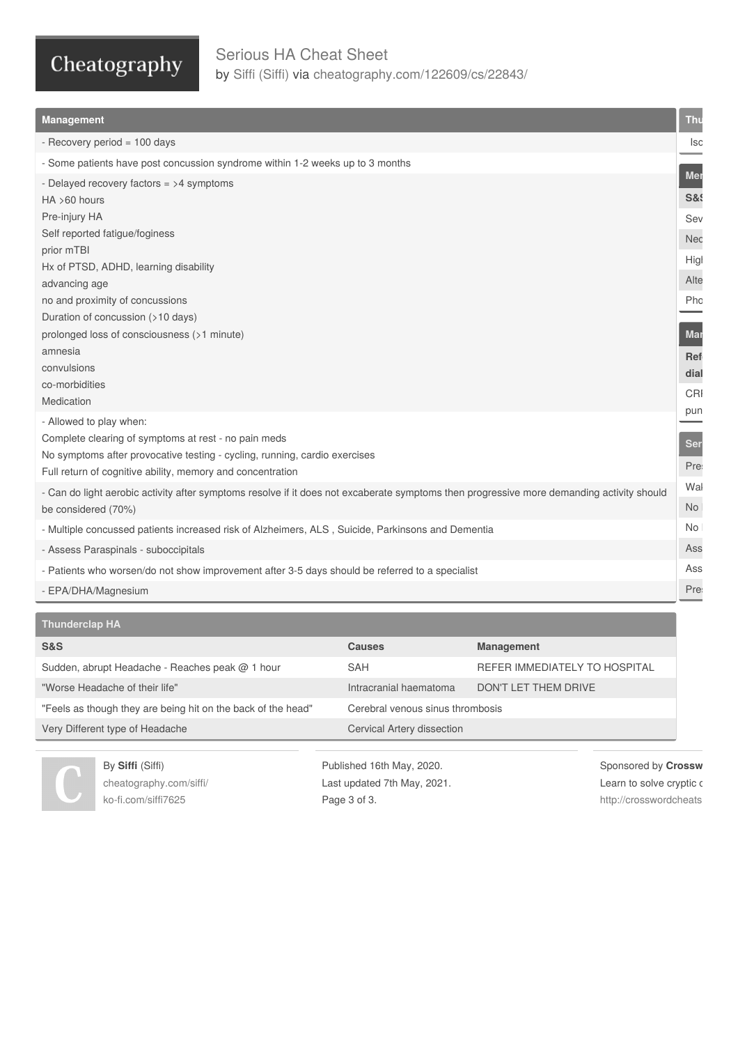## Management

- Recovery period = 100 days
- Some patients have post concussion syndrome within 1-2 weeks up to 3 months
- Delayed recovery factors = >4 symptoms
  HA >60 hours
  Pre-injury HA
  Self reported fatigue/fogginess
  prior mTBI
  Hx of PTSD, ADHD, learning disability
  advancing age
  no and proximity of concussions
  Duration of concussion (>10 days)
  prolonged loss of consciousness (>1 minute)
  amnesia
  convulsions
  co-morbidities
  Medication
- Allowed to play when:
  Complete clearing of symptoms at rest - no pain meds
  No symptoms after provocative testing - cycling, running, cardio exercises
  Full return of cognitive ability, memory and concentration
- Can do light aerobic activity after symptoms resolve if it does not excaberate symptoms then progressive more demanding activity should be considered (70%)
- Multiple concussed patients increased risk of Alzheimers, ALS , Suicide, Parkinsons and Dementia
- Assess Paraspinals - suboccipitals
- Patients who worsen/do not show improvement after 3-5 days should be referred to a specialist
- EPA/DHA/Magnesium

## Thunderclap HA

| S&S | Causes | Management |
|---|---|---|
| Sudden, abrupt Headache - Reaches peak @ 1 hour | SAH | REFER IMMEDIATELY TO HOSPITAL |
| "Worse Headache of their life" | Intracranial haematoma | DON'T LET THEM DRIVE |
| "Feels as though they are being hit on the back of the head" | Cerebral venous sinus thrombosis | |
| Very Different type of Headache | Cervical Artery dissection | |